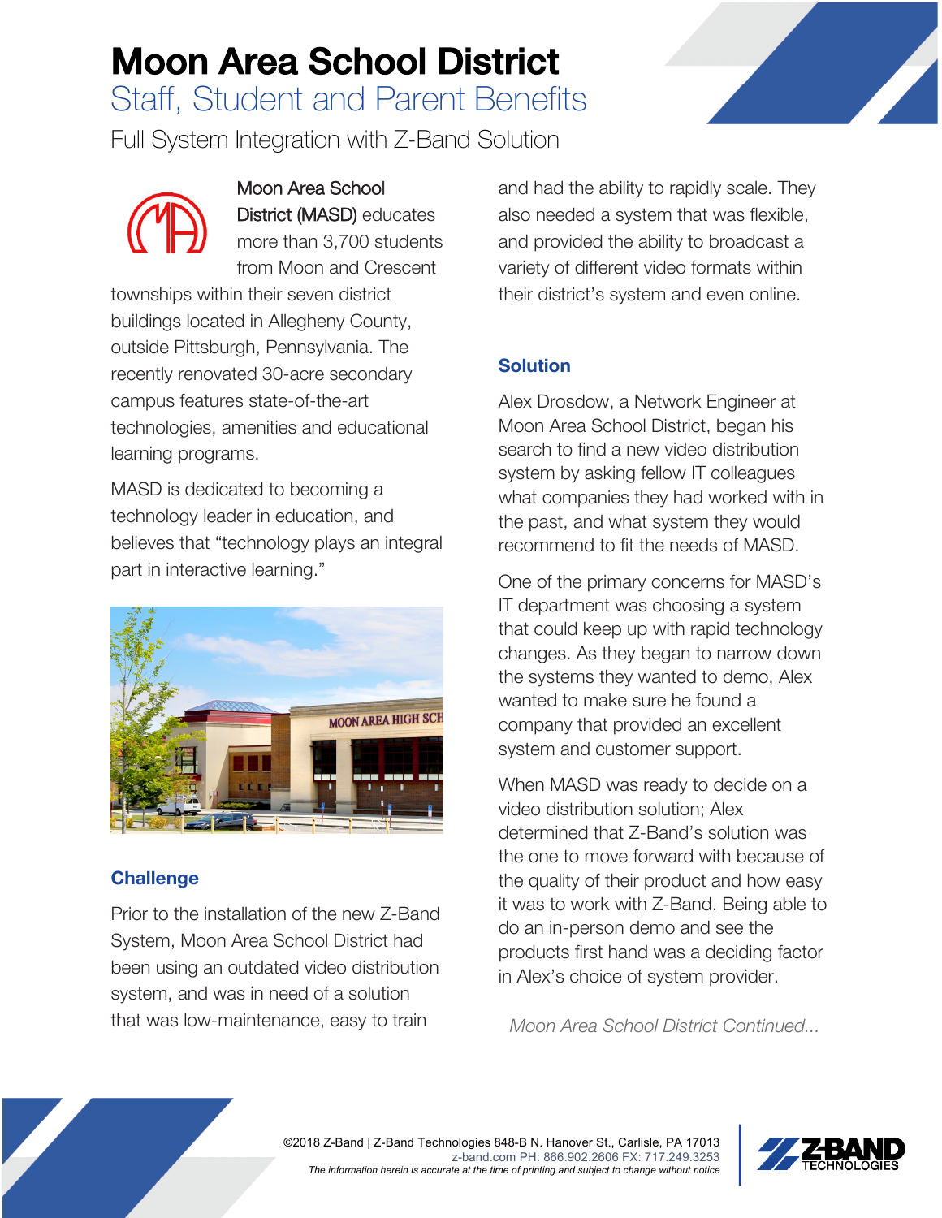# Moon Area School District

## Staff, Student and Parent Benefits

Full System Integration with Z-Band Solution

Moon Area School District (MASD) educates more than 3,700 students from Moon and Crescent townships within their seven district buildings located in Allegheny County, outside Pittsburgh, Pennsylvania. The recently renovated 30-acre secondary campus features state-of-the-art technologies, amenities and educational learning programs.

MASD is dedicated to becoming a technology leader in education, and believes that "technology plays an integral part in interactive learning."

### Challenge

Prior to the installation of the new Z-Band System, Moon Area School District had been using an outdated video distribution system, and was in need of a solution that was low-maintenance, easy to train and had the ability to rapidly scale. They also needed a system that was flexible, and provided the ability to broadcast a variety of different video formats within their district's system and even online.

### Solution

Alex Drosdow, a Network Engineer at Moon Area School District, began his search to find a new video distribution system by asking fellow IT colleagues what companies they had worked with in the past, and what system they would recommend to fit the needs of MASD.

One of the primary concerns for MASD's IT department was choosing a system that could keep up with rapid technology changes. As they began to narrow down the systems they wanted to demo, Alex wanted to make sure he found a company that provided an excellent system and customer support.

When MASD was ready to decide on a video distribution solution; Alex determined that Z-Band's solution was the one to move forward with because of the quality of their product and how easy it was to work with Z-Band. Being able to do an in-person demo and see the products first hand was a deciding factor in Alex's choice of system provider.

*Moon Area School District Continued...*

©2018 Z-Band | Z-Band Technologies 848-B N. Hanover St., Carlisle, PA 17013
z-band.com PH: 866.902.2606 FX: 717.249.3253
*The information herein is accurate at the time of printing and subject to change without notice*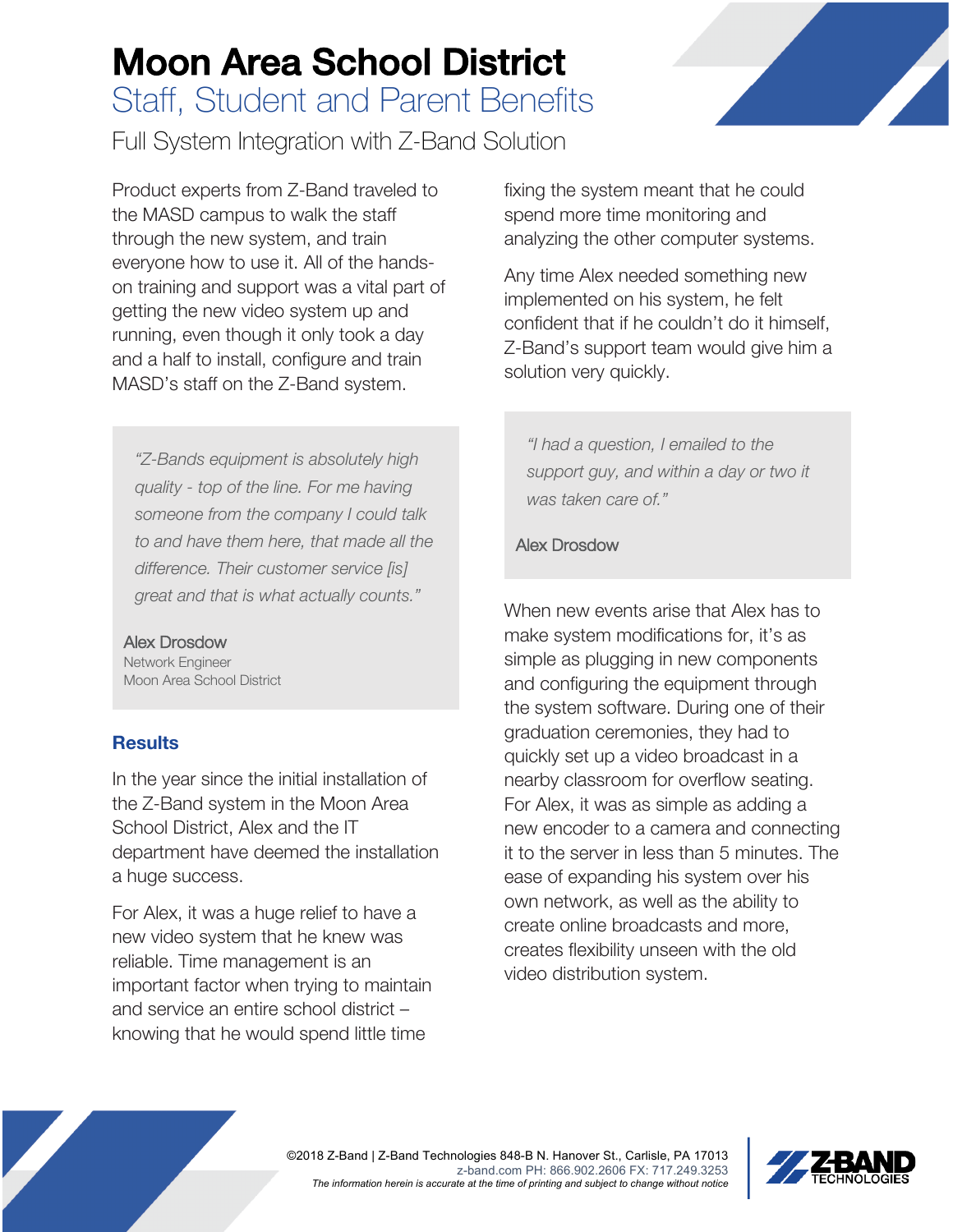# Moon Area School District

## Staff, Student and Parent Benefits

### Full System Integration with Z-Band Solution

Product experts from Z-Band traveled to the MASD campus to walk the staff through the new system, and train everyone how to use it. All of the hands-on training and support was a vital part of getting the new video system up and running, even though it only took a day and a half to install, configure and train MASD's staff on the Z-Band system.

> *"Z-Bands equipment is absolutely high quality - top of the line. For me having someone from the company I could talk to and have them here, that made all the difference. Their customer service [is] great and that is what actually counts."*
>
> Alex Drosdow
> Network Engineer
> Moon Area School District

### Results

In the year since the initial installation of the Z-Band system in the Moon Area School District, Alex and the IT department have deemed the installation a huge success.

For Alex, it was a huge relief to have a new video system that he knew was reliable. Time management is an important factor when trying to maintain and service an entire school district – knowing that he would spend little time fixing the system meant that he could spend more time monitoring and analyzing the other computer systems.

Any time Alex needed something new implemented on his system, he felt confident that if he couldn't do it himself, Z-Band's support team would give him a solution very quickly.

> *"I had a question, I emailed to the support guy, and within a day or two it was taken care of."*
>
> Alex Drosdow

When new events arise that Alex has to make system modifications for, it's as simple as plugging in new components and configuring the equipment through the system software. During one of their graduation ceremonies, they had to quickly set up a video broadcast in a nearby classroom for overflow seating. For Alex, it was as simple as adding a new encoder to a camera and connecting it to the server in less than 5 minutes. The ease of expanding his system over his own network, as well as the ability to create online broadcasts and more, creates flexibility unseen with the old video distribution system.

©2018 Z-Band | Z-Band Technologies 848-B N. Hanover St., Carlisle, PA 17013
z-band.com PH: 866.902.2606 FX: 717.249.3253
*The information herein is accurate at the time of printing and subject to change without notice*